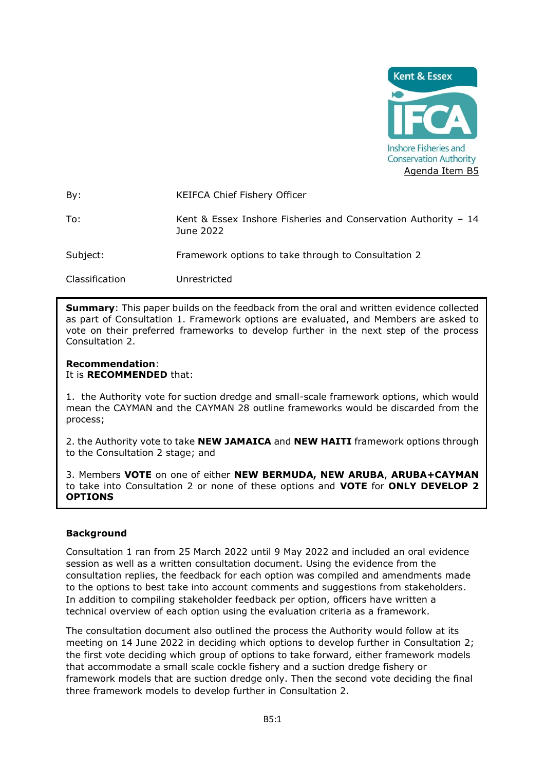Kent & Essex IFCA
Inshore Fisheries and Conservation Authority

Agenda Item B5

| | |
|---|---|
| By: | KEIFCA Chief Fishery Officer |
| To: | Kent & Essex Inshore Fisheries and Conservation Authority – 14 June 2022 |
| Subject: | Framework options to take through to Consultation 2 |
| Classification | Unrestricted |

**Summary**: This paper builds on the feedback from the oral and written evidence collected as part of Consultation 1. Framework options are evaluated, and Members are asked to vote on their preferred frameworks to develop further in the next step of the process Consultation 2.

**Recommendation**:
It is **RECOMMENDED** that:

1. the Authority vote for suction dredge and small-scale framework options, which would mean the CAYMAN and the CAYMAN 28 outline frameworks would be discarded from the process;

2. the Authority vote to take **NEW JAMAICA** and **NEW HAITI** framework options through to the Consultation 2 stage; and

3. Members **VOTE** on one of either **NEW BERMUDA, NEW ARUBA**, **ARUBA+CAYMAN** to take into Consultation 2 or none of these options and **VOTE** for **ONLY DEVELOP 2 OPTIONS**

## Background

Consultation 1 ran from 25 March 2022 until 9 May 2022 and included an oral evidence session as well as a written consultation document. Using the evidence from the consultation replies, the feedback for each option was compiled and amendments made to the options to best take into account comments and suggestions from stakeholders. In addition to compiling stakeholder feedback per option, officers have written a technical overview of each option using the evaluation criteria as a framework.

The consultation document also outlined the process the Authority would follow at its meeting on 14 June 2022 in deciding which options to develop further in Consultation 2; the first vote deciding which group of options to take forward, either framework models that accommodate a small scale cockle fishery and a suction dredge fishery or framework models that are suction dredge only. Then the second vote deciding the final three framework models to develop further in Consultation 2.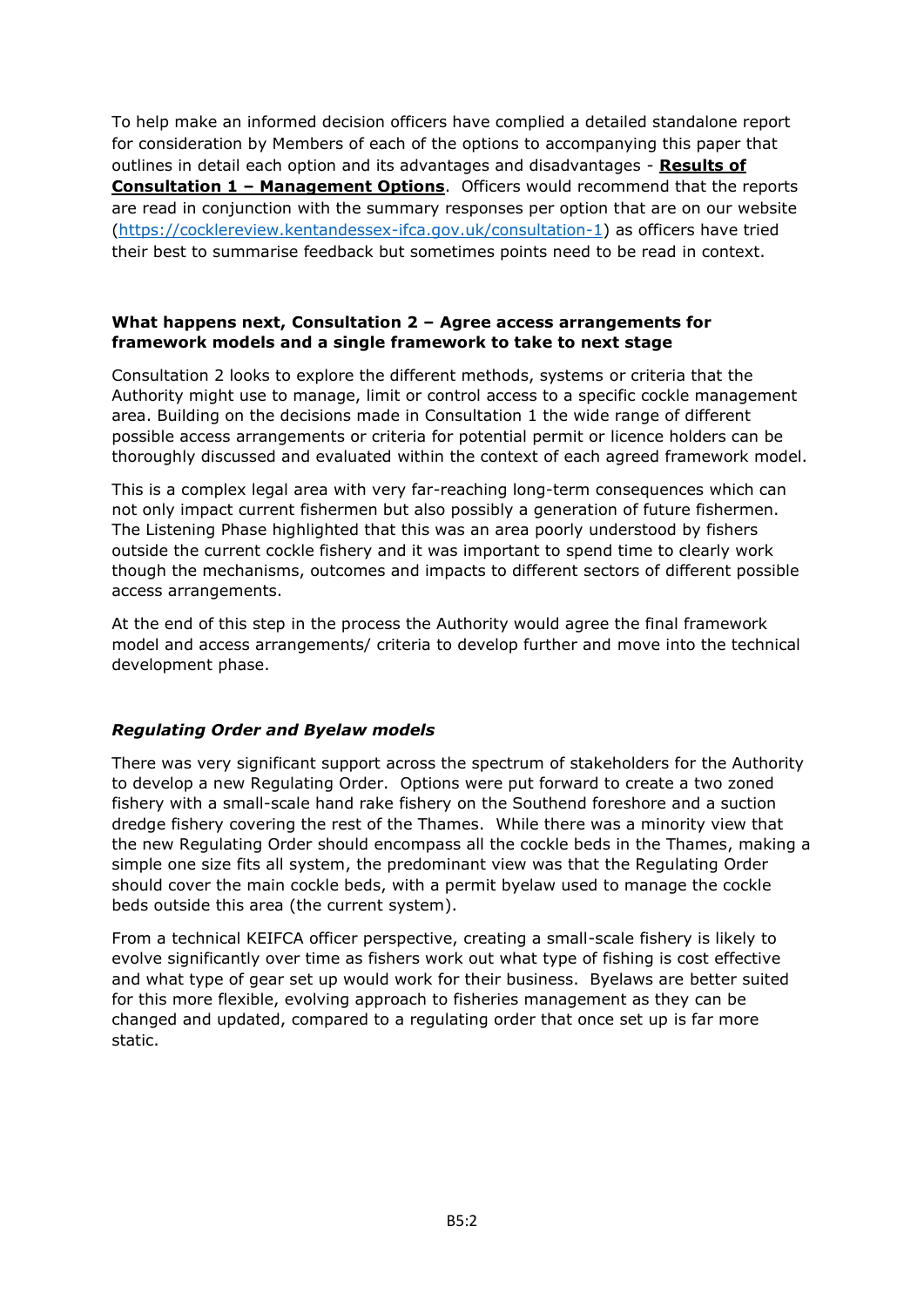To help make an informed decision officers have complied a detailed standalone report for consideration by Members of each of the options to accompanying this paper that outlines in detail each option and its advantages and disadvantages - **Results of Consultation 1 – Management Options**. Officers would recommend that the reports are read in conjunction with the summary responses per option that are on our website (https://cocklereview.kentandessex-ifca.gov.uk/consultation-1) as officers have tried their best to summarise feedback but sometimes points need to be read in context.

**What happens next, Consultation 2 – Agree access arrangements for framework models and a single framework to take to next stage**

Consultation 2 looks to explore the different methods, systems or criteria that the Authority might use to manage, limit or control access to a specific cockle management area. Building on the decisions made in Consultation 1 the wide range of different possible access arrangements or criteria for potential permit or licence holders can be thoroughly discussed and evaluated within the context of each agreed framework model.

This is a complex legal area with very far-reaching long-term consequences which can not only impact current fishermen but also possibly a generation of future fishermen. The Listening Phase highlighted that this was an area poorly understood by fishers outside the current cockle fishery and it was important to spend time to clearly work though the mechanisms, outcomes and impacts to different sectors of different possible access arrangements.

At the end of this step in the process the Authority would agree the final framework model and access arrangements/ criteria to develop further and move into the technical development phase.

***Regulating Order and Byelaw models***

There was very significant support across the spectrum of stakeholders for the Authority to develop a new Regulating Order. Options were put forward to create a two zoned fishery with a small-scale hand rake fishery on the Southend foreshore and a suction dredge fishery covering the rest of the Thames. While there was a minority view that the new Regulating Order should encompass all the cockle beds in the Thames, making a simple one size fits all system, the predominant view was that the Regulating Order should cover the main cockle beds, with a permit byelaw used to manage the cockle beds outside this area (the current system).

From a technical KEIFCA officer perspective, creating a small-scale fishery is likely to evolve significantly over time as fishers work out what type of fishing is cost effective and what type of gear set up would work for their business. Byelaws are better suited for this more flexible, evolving approach to fisheries management as they can be changed and updated, compared to a regulating order that once set up is far more static.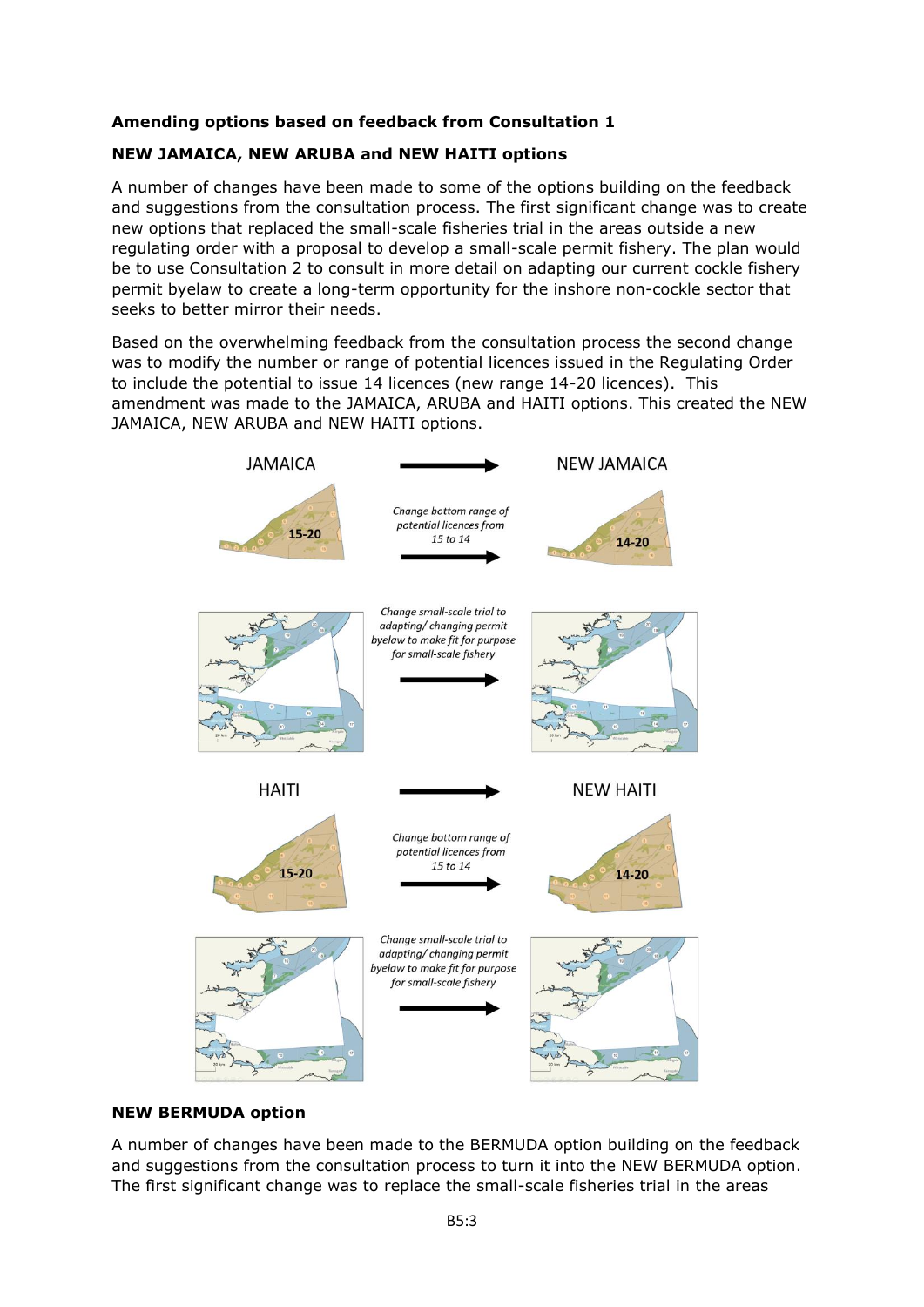**Amending options based on feedback from Consultation 1**

**NEW JAMAICA, NEW ARUBA and NEW HAITI options**

A number of changes have been made to some of the options building on the feedback and suggestions from the consultation process. The first significant change was to create new options that replaced the small-scale fisheries trial in the areas outside a new regulating order with a proposal to develop a small-scale permit fishery. The plan would be to use Consultation 2 to consult in more detail on adapting our current cockle fishery permit byelaw to create a long-term opportunity for the inshore non-cockle sector that seeks to better mirror their needs.

Based on the overwhelming feedback from the consultation process the second change was to modify the number or range of potential licences issued in the Regulating Order to include the potential to issue 14 licences (new range 14-20 licences). This amendment was made to the JAMAICA, ARUBA and HAITI options. This created the NEW JAMAICA, NEW ARUBA and NEW HAITI options.

JAMAICA → NEW JAMAICA

15-20 → *Change bottom range of potential licences from 15 to 14* → 14-20

*Change small-scale trial to adapting/ changing permit byelaw to make fit for purpose for small-scale fishery*

HAITI → NEW HAITI

15-20 → *Change bottom range of potential licences from 15 to 14* → 14-20

*Change small-scale trial to adapting/ changing permit byelaw to make fit for purpose for small-scale fishery*

**NEW BERMUDA option**

A number of changes have been made to the BERMUDA option building on the feedback and suggestions from the consultation process to turn it into the NEW BERMUDA option. The first significant change was to replace the small-scale fisheries trial in the areas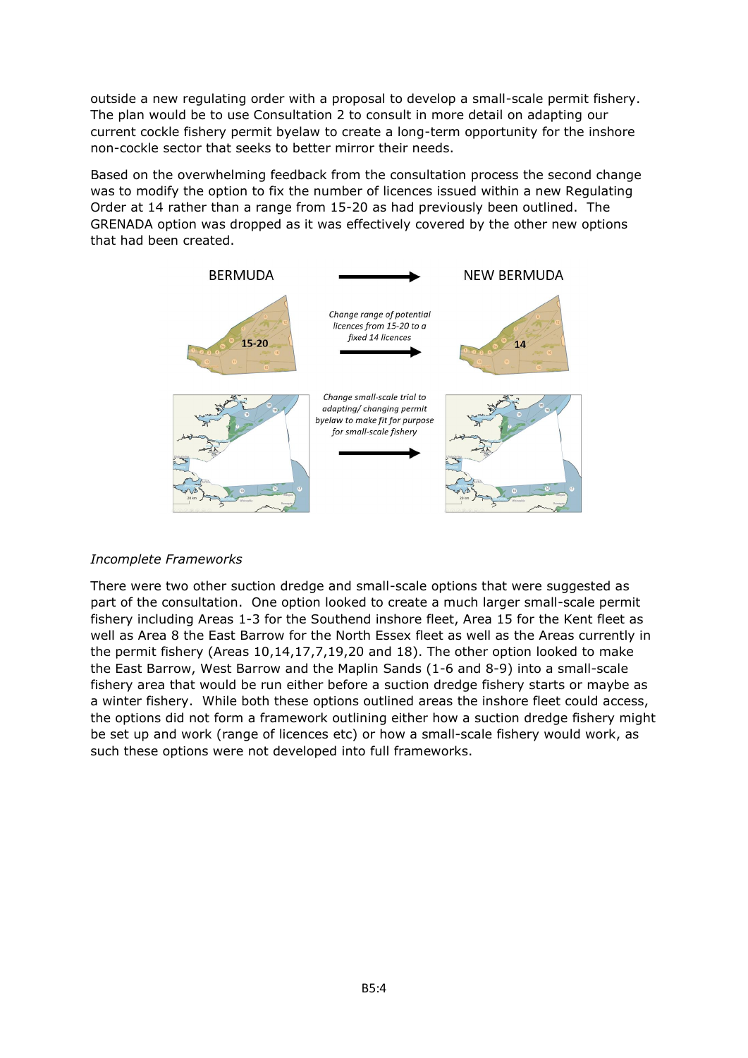outside a new regulating order with a proposal to develop a small-scale permit fishery. The plan would be to use Consultation 2 to consult in more detail on adapting our current cockle fishery permit byelaw to create a long-term opportunity for the inshore non-cockle sector that seeks to better mirror their needs.

Based on the overwhelming feedback from the consultation process the second change was to modify the option to fix the number of licences issued within a new Regulating Order at 14 rather than a range from 15-20 as had previously been outlined. The GRENADA option was dropped as it was effectively covered by the other new options that had been created.

BERMUDA → NEW BERMUDA

*Change range of potential licences from 15-20 to a fixed 14 licences*

*Change small-scale trial to adapting/ changing permit byelaw to make fit for purpose for small-scale fishery*

*Incomplete Frameworks*

There were two other suction dredge and small-scale options that were suggested as part of the consultation. One option looked to create a much larger small-scale permit fishery including Areas 1-3 for the Southend inshore fleet, Area 15 for the Kent fleet as well as Area 8 the East Barrow for the North Essex fleet as well as the Areas currently in the permit fishery (Areas 10,14,17,7,19,20 and 18). The other option looked to make the East Barrow, West Barrow and the Maplin Sands (1-6 and 8-9) into a small-scale fishery area that would be run either before a suction dredge fishery starts or maybe as a winter fishery. While both these options outlined areas the inshore fleet could access, the options did not form a framework outlining either how a suction dredge fishery might be set up and work (range of licences etc) or how a small-scale fishery would work, as such these options were not developed into full frameworks.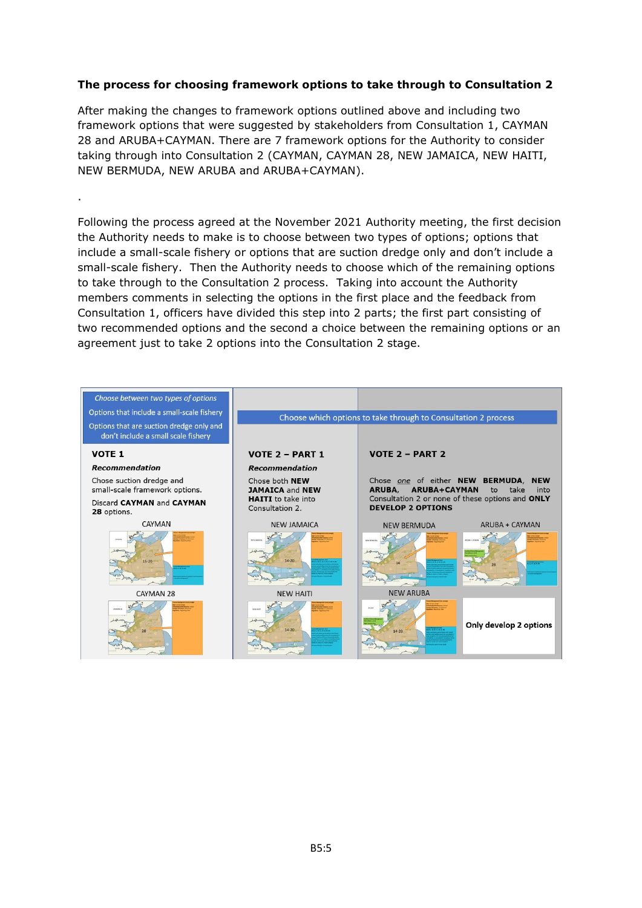**The process for choosing framework options to take through to Consultation 2**

After making the changes to framework options outlined above and including two framework options that were suggested by stakeholders from Consultation 1, CAYMAN 28 and ARUBA+CAYMAN. There are 7 framework options for the Authority to consider taking through into Consultation 2 (CAYMAN, CAYMAN 28, NEW JAMAICA, NEW HAITI, NEW BERMUDA, NEW ARUBA and ARUBA+CAYMAN).

.

Following the process agreed at the November 2021 Authority meeting, the first decision the Authority needs to make is to choose between two types of options; options that include a small-scale fishery or options that are suction dredge only and don't include a small-scale fishery. Then the Authority needs to choose which of the remaining options to take through to the Consultation 2 process. Taking into account the Authority members comments in selecting the options in the first place and the feedback from Consultation 1, officers have divided this step into 2 parts; the first part consisting of two recommended options and the second a choice between the remaining options or an agreement just to take 2 options into the Consultation 2 stage.

| *Choose between two types of options* Options that include a small-scale fishery Options that are suction dredge only and don't include a small scale fishery | Choose which options to take through to Consultation 2 process | |
|---|---|---|
| **VOTE 1** | **VOTE 2 – PART 1** | **VOTE 2 – PART 2** |
| ***Recommendation*** Chose suction dredge and small-scale framework options. Discard **CAYMAN** and **CAYMAN 28** options. | ***Recommendation*** Chose both **NEW JAMAICA** and **NEW HAITI** to take into Consultation 2. | Chose *one* of either **NEW BERMUDA**, **NEW ARUBA**, **ARUBA+CAYMAN** to take into Consultation 2 or none of these options and **ONLY DEVELOP 2 OPTIONS** |
| CAYMAN | NEW JAMAICA | NEW BERMUDA; ARUBA + CAYMAN |
| CAYMAN 28 | NEW HAITI | NEW ARUBA; **Only develop 2 options** |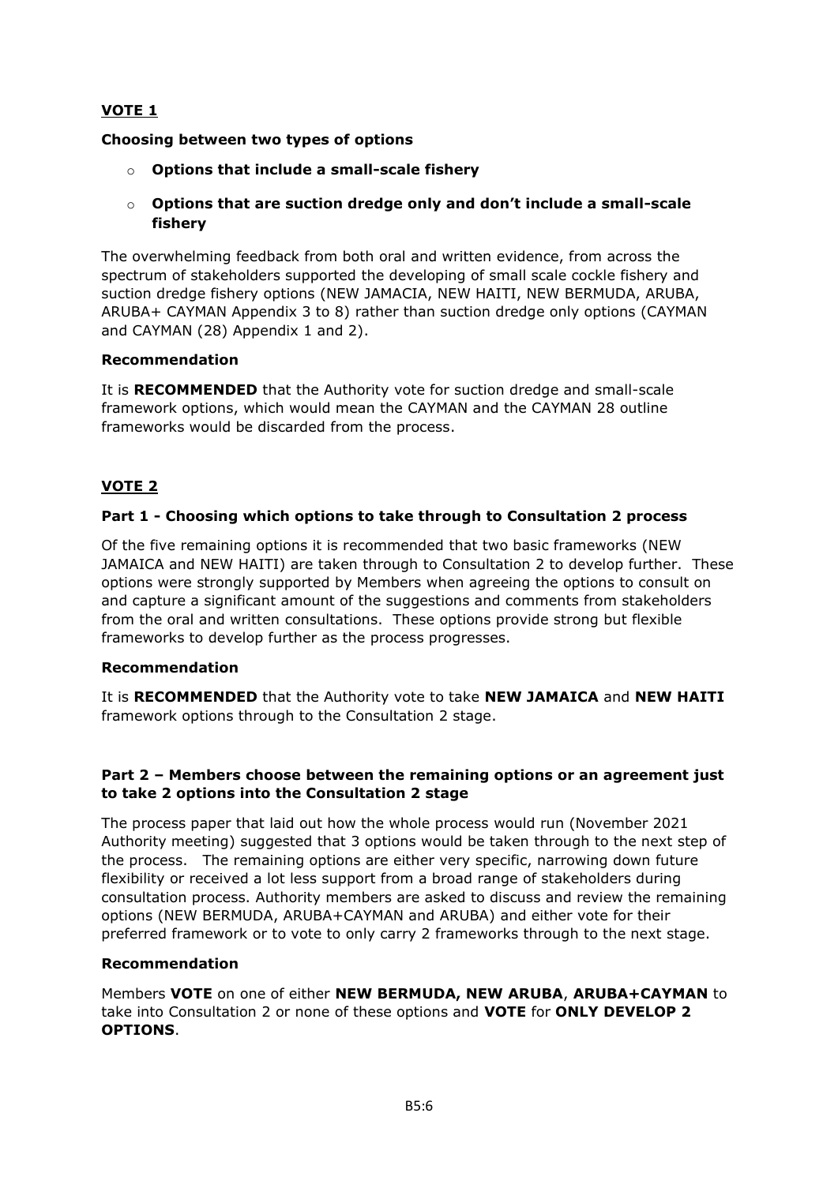**VOTE 1**

**Choosing between two types of options**

- **Options that include a small-scale fishery**
- **Options that are suction dredge only and don't include a small-scale fishery**

The overwhelming feedback from both oral and written evidence, from across the spectrum of stakeholders supported the developing of small scale cockle fishery and suction dredge fishery options (NEW JAMACIA, NEW HAITI, NEW BERMUDA, ARUBA, ARUBA+ CAYMAN Appendix 3 to 8) rather than suction dredge only options (CAYMAN and CAYMAN (28) Appendix 1 and 2).

**Recommendation**

It is **RECOMMENDED** that the Authority vote for suction dredge and small-scale framework options, which would mean the CAYMAN and the CAYMAN 28 outline frameworks would be discarded from the process.

**VOTE 2**

**Part 1 - Choosing which options to take through to Consultation 2 process**

Of the five remaining options it is recommended that two basic frameworks (NEW JAMAICA and NEW HAITI) are taken through to Consultation 2 to develop further. These options were strongly supported by Members when agreeing the options to consult on and capture a significant amount of the suggestions and comments from stakeholders from the oral and written consultations. These options provide strong but flexible frameworks to develop further as the process progresses.

**Recommendation**

It is **RECOMMENDED** that the Authority vote to take **NEW JAMAICA** and **NEW HAITI** framework options through to the Consultation 2 stage.

**Part 2 – Members choose between the remaining options or an agreement just to take 2 options into the Consultation 2 stage**

The process paper that laid out how the whole process would run (November 2021 Authority meeting) suggested that 3 options would be taken through to the next step of the process. The remaining options are either very specific, narrowing down future flexibility or received a lot less support from a broad range of stakeholders during consultation process. Authority members are asked to discuss and review the remaining options (NEW BERMUDA, ARUBA+CAYMAN and ARUBA) and either vote for their preferred framework or to vote to only carry 2 frameworks through to the next stage.

**Recommendation**

Members **VOTE** on one of either **NEW BERMUDA, NEW ARUBA**, **ARUBA+CAYMAN** to take into Consultation 2 or none of these options and **VOTE** for **ONLY DEVELOP 2 OPTIONS**.